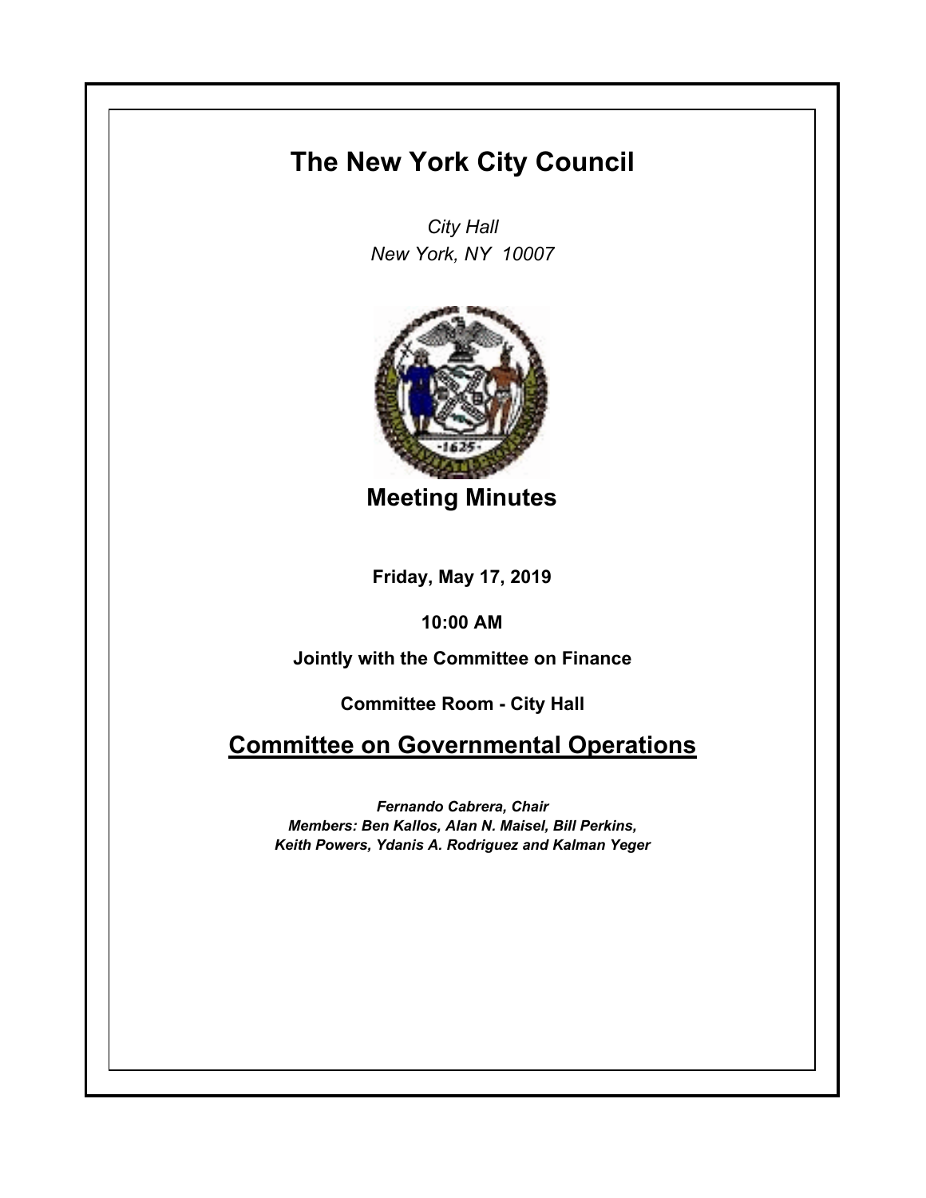# The New York City Council

*City Hall*
*New York, NY 10007*

## Meeting Minutes

**Friday, May 17, 2019**

**10:00 AM**

**Jointly with the Committee on Finance**

**Committee Room - City Hall**

## Committee on Governmental Operations

***Fernando Cabrera, Chair***
***Members: Ben Kallos, Alan N. Maisel, Bill Perkins, Keith Powers, Ydanis A. Rodriguez and Kalman Yeger***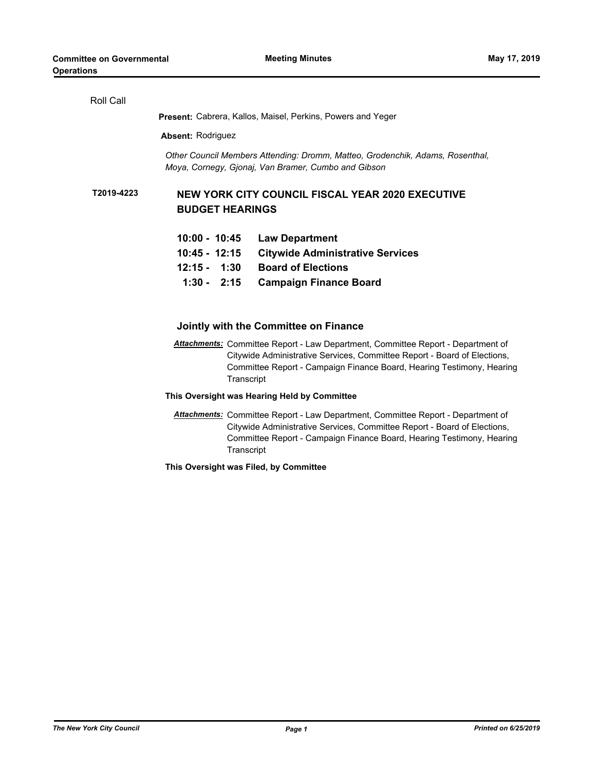Roll Call

**Present:** Cabrera, Kallos, Maisel, Perkins, Powers and Yeger

**Absent:** Rodriguez

*Other Council Members Attending: Dromm, Matteo, Grodenchik, Adams, Rosenthal, Moya, Cornegy, Gjonaj, Van Bramer, Cumbo and Gibson*

**T2019-4223**

## NEW YORK CITY COUNCIL FISCAL YEAR 2020 EXECUTIVE BUDGET HEARINGS

| | |
|---|---|
| **10:00 - 10:45** | **Law Department** |
| **10:45 - 12:15** | **Citywide Administrative Services** |
| **12:15 - 1:30** | **Board of Elections** |
| **1:30 - 2:15** | **Campaign Finance Board** |

### Jointly with the Committee on Finance

***Attachments:*** Committee Report - Law Department, Committee Report - Department of Citywide Administrative Services, Committee Report - Board of Elections, Committee Report - Campaign Finance Board, Hearing Testimony, Hearing Transcript

**This Oversight was Hearing Held by Committee**

***Attachments:*** Committee Report - Law Department, Committee Report - Department of Citywide Administrative Services, Committee Report - Board of Elections, Committee Report - Campaign Finance Board, Hearing Testimony, Hearing Transcript

**This Oversight was Filed, by Committee**